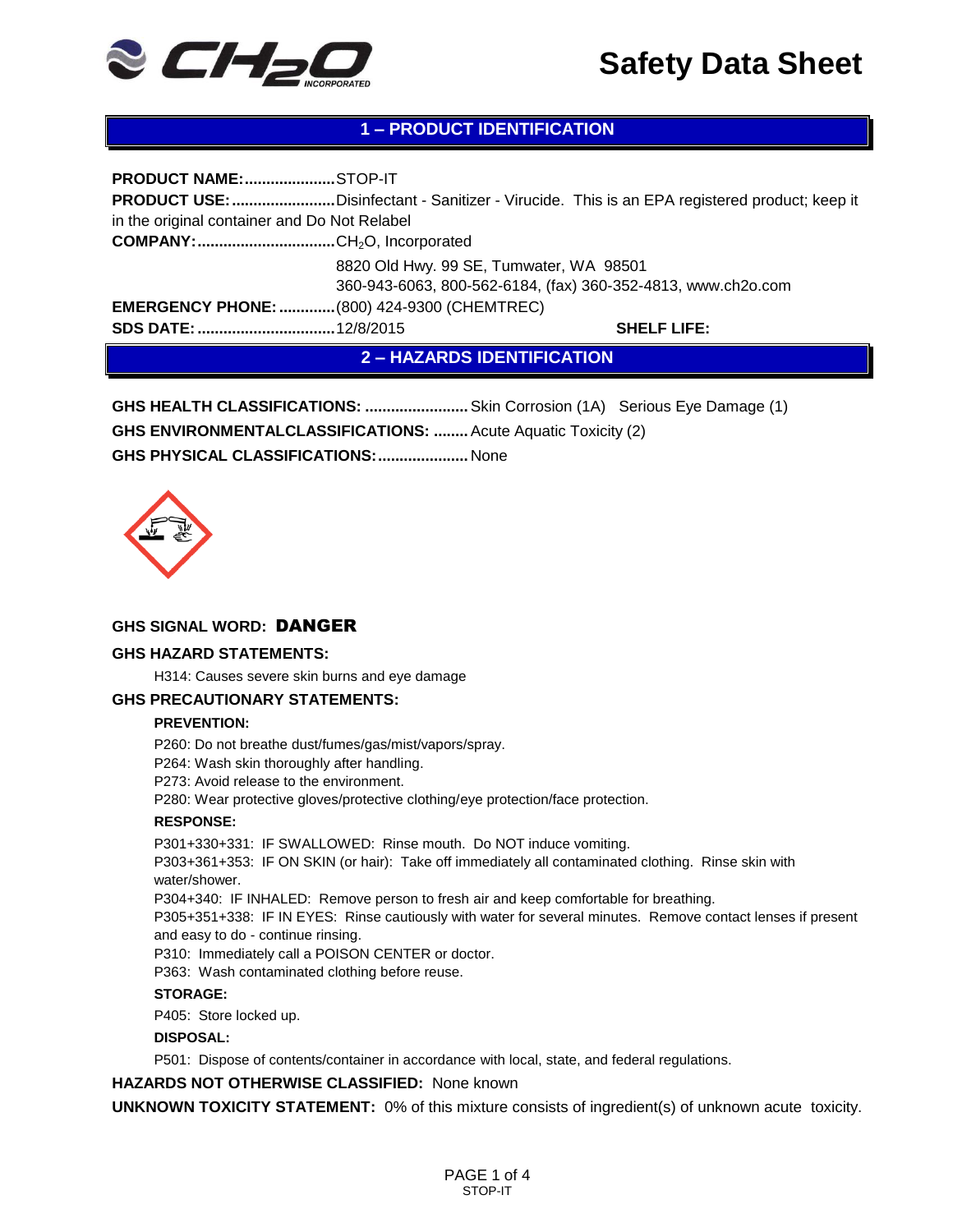# Safety Data Sheet

## 1 – PRODUCT IDENTIFICATION

**PRODUCT NAME:**..................... STOP-IT

**PRODUCT USE:**........................ Disinfectant - Sanitizer - Virucide. This is an EPA registered product; keep it in the original container and Do Not Relabel

**COMPANY:**................................ $CH_2O$, Incorporated

8820 Old Hwy. 99 SE, Tumwater, WA 98501

360-943-6063, 800-562-6184, (fax) 360-352-4813, www.ch2o.com

**EMERGENCY PHONE:**............. (800) 424-9300 (CHEMTREC)

**SDS DATE:**................................ 12/8/2015 **SHELF LIFE:**

## 2 – HAZARDS IDENTIFICATION

**GHS HEALTH CLASSIFICATIONS:** ........................ Skin Corrosion (1A) Serious Eye Damage (1)

**GHS ENVIRONMENTALCLASSIFICATIONS:** ........ Acute Aquatic Toxicity (2)

**GHS PHYSICAL CLASSIFICATIONS:**..................... None

**GHS SIGNAL WORD: DANGER**

**GHS HAZARD STATEMENTS:**

H314: Causes severe skin burns and eye damage

**GHS PRECAUTIONARY STATEMENTS:**

**PREVENTION:**

P260: Do not breathe dust/fumes/gas/mist/vapors/spray.
P264: Wash skin thoroughly after handling.
P273: Avoid release to the environment.
P280: Wear protective gloves/protective clothing/eye protection/face protection.

**RESPONSE:**

P301+330+331: IF SWALLOWED: Rinse mouth. Do NOT induce vomiting.
P303+361+353: IF ON SKIN (or hair): Take off immediately all contaminated clothing. Rinse skin with water/shower.
P304+340: IF INHALED: Remove person to fresh air and keep comfortable for breathing.
P305+351+338: IF IN EYES: Rinse cautiously with water for several minutes. Remove contact lenses if present and easy to do - continue rinsing.
P310: Immediately call a POISON CENTER or doctor.
P363: Wash contaminated clothing before reuse.

**STORAGE:**

P405: Store locked up.

**DISPOSAL:**

P501: Dispose of contents/container in accordance with local, state, and federal regulations.

**HAZARDS NOT OTHERWISE CLASSIFIED:** None known

**UNKNOWN TOXICITY STATEMENT:** 0% of this mixture consists of ingredient(s) of unknown acute toxicity.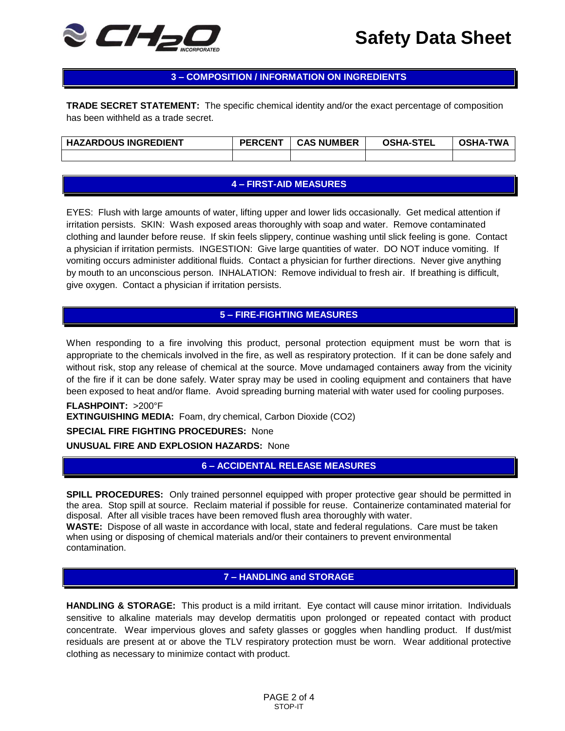## 3 – COMPOSITION / INFORMATION ON INGREDIENTS

**TRADE SECRET STATEMENT:** The specific chemical identity and/or the exact percentage of composition has been withheld as a trade secret.

| HAZARDOUS INGREDIENT | PERCENT | CAS NUMBER | OSHA-STEL | OSHA-TWA |
|---|---|---|---|---|
| | | | | |

## 4 – FIRST-AID MEASURES

EYES: Flush with large amounts of water, lifting upper and lower lids occasionally. Get medical attention if irritation persists. SKIN: Wash exposed areas thoroughly with soap and water. Remove contaminated clothing and launder before reuse. If skin feels slippery, continue washing until slick feeling is gone. Contact a physician if irritation permits. INGESTION: Give large quantities of water. DO NOT induce vomiting. If vomiting occurs administer additional fluids. Contact a physician for further directions. Never give anything by mouth to an unconscious person. INHALATION: Remove individual to fresh air. If breathing is difficult, give oxygen. Contact a physician if irritation persists.

## 5 – FIRE-FIGHTING MEASURES

When responding to a fire involving this product, personal protection equipment must be worn that is appropriate to the chemicals involved in the fire, as well as respiratory protection. If it can be done safely and without risk, stop any release of chemical at the source. Move undamaged containers away from the vicinity of the fire if it can be done safely. Water spray may be used in cooling equipment and containers that have been exposed to heat and/or flame. Avoid spreading burning material with water used for cooling purposes.

**FLASHPOINT:** >200°F
**EXTINGUISHING MEDIA:** Foam, dry chemical, Carbon Dioxide ($CO_2$)

**SPECIAL FIRE FIGHTING PROCEDURES:** None

**UNUSUAL FIRE AND EXPLOSION HAZARDS:** None

## 6 – ACCIDENTAL RELEASE MEASURES

**SPILL PROCEDURES:** Only trained personnel equipped with proper protective gear should be permitted in the area. Stop spill at source. Reclaim material if possible for reuse. Containerize contaminated material for disposal. After all visible traces have been removed flush area thoroughly with water.
**WASTE:** Dispose of all waste in accordance with local, state and federal regulations. Care must be taken when using or disposing of chemical materials and/or their containers to prevent environmental contamination.

## 7 – HANDLING and STORAGE

**HANDLING & STORAGE:** This product is a mild irritant. Eye contact will cause minor irritation. Individuals sensitive to alkaline materials may develop dermatitis upon prolonged or repeated contact with product concentrate. Wear impervious gloves and safety glasses or goggles when handling product. If dust/mist residuals are present at or above the TLV respiratory protection must be worn. Wear additional protective clothing as necessary to minimize contact with product.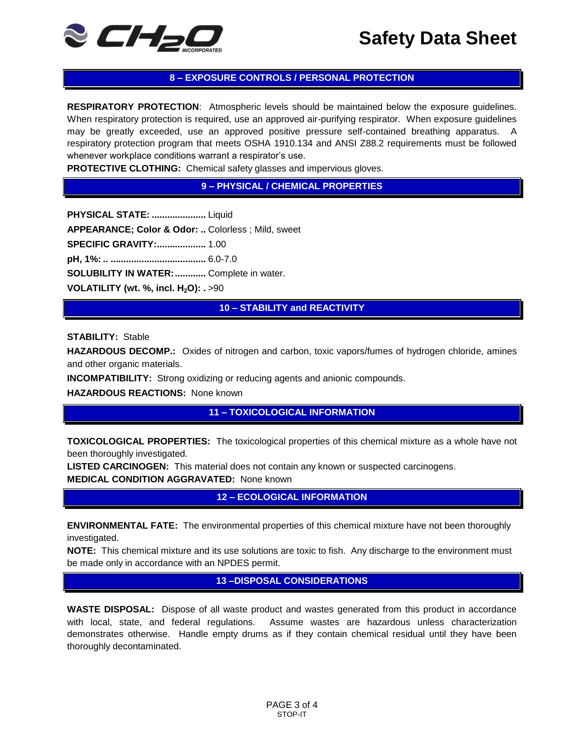## 8 – EXPOSURE CONTROLS / PERSONAL PROTECTION

**RESPIRATORY PROTECTION**: Atmospheric levels should be maintained below the exposure guidelines. When respiratory protection is required, use an approved air-purifying respirator. When exposure guidelines may be greatly exceeded, use an approved positive pressure self-contained breathing apparatus. A respiratory protection program that meets OSHA 1910.134 and ANSI Z88.2 requirements must be followed whenever workplace conditions warrant a respirator's use.

**PROTECTIVE CLOTHING:** Chemical safety glasses and impervious gloves.

## 9 – PHYSICAL / CHEMICAL PROPERTIES

**PHYSICAL STATE: .....................** Liquid

**APPEARANCE; Color & Odor: ..** Colorless ; Mild, sweet

**SPECIFIC GRAVITY:...................** 1.00

**pH, 1%: .. .....................................** 6.0-7.0

**SOLUBILITY IN WATER:............** Complete in water.

**VOLATILITY (wt. %, incl. $H_2O$): .** >90

## 10 – STABILITY and REACTIVITY

**STABILITY:** Stable

**HAZARDOUS DECOMP.:** Oxides of nitrogen and carbon, toxic vapors/fumes of hydrogen chloride, amines and other organic materials.

**INCOMPATIBILITY:** Strong oxidizing or reducing agents and anionic compounds.

**HAZARDOUS REACTIONS:** None known

## 11 – TOXICOLOGICAL INFORMATION

**TOXICOLOGICAL PROPERTIES:** The toxicological properties of this chemical mixture as a whole have not been thoroughly investigated.

**LISTED CARCINOGEN:** This material does not contain any known or suspected carcinogens.

**MEDICAL CONDITION AGGRAVATED:** None known

## 12 – ECOLOGICAL INFORMATION

**ENVIRONMENTAL FATE:** The environmental properties of this chemical mixture have not been thoroughly investigated.

**NOTE:** This chemical mixture and its use solutions are toxic to fish. Any discharge to the environment must be made only in accordance with an NPDES permit.

## 13 –DISPOSAL CONSIDERATIONS

**WASTE DISPOSAL:** Dispose of all waste product and wastes generated from this product in accordance with local, state, and federal regulations. Assume wastes are hazardous unless characterization demonstrates otherwise. Handle empty drums as if they contain chemical residual until they have been thoroughly decontaminated.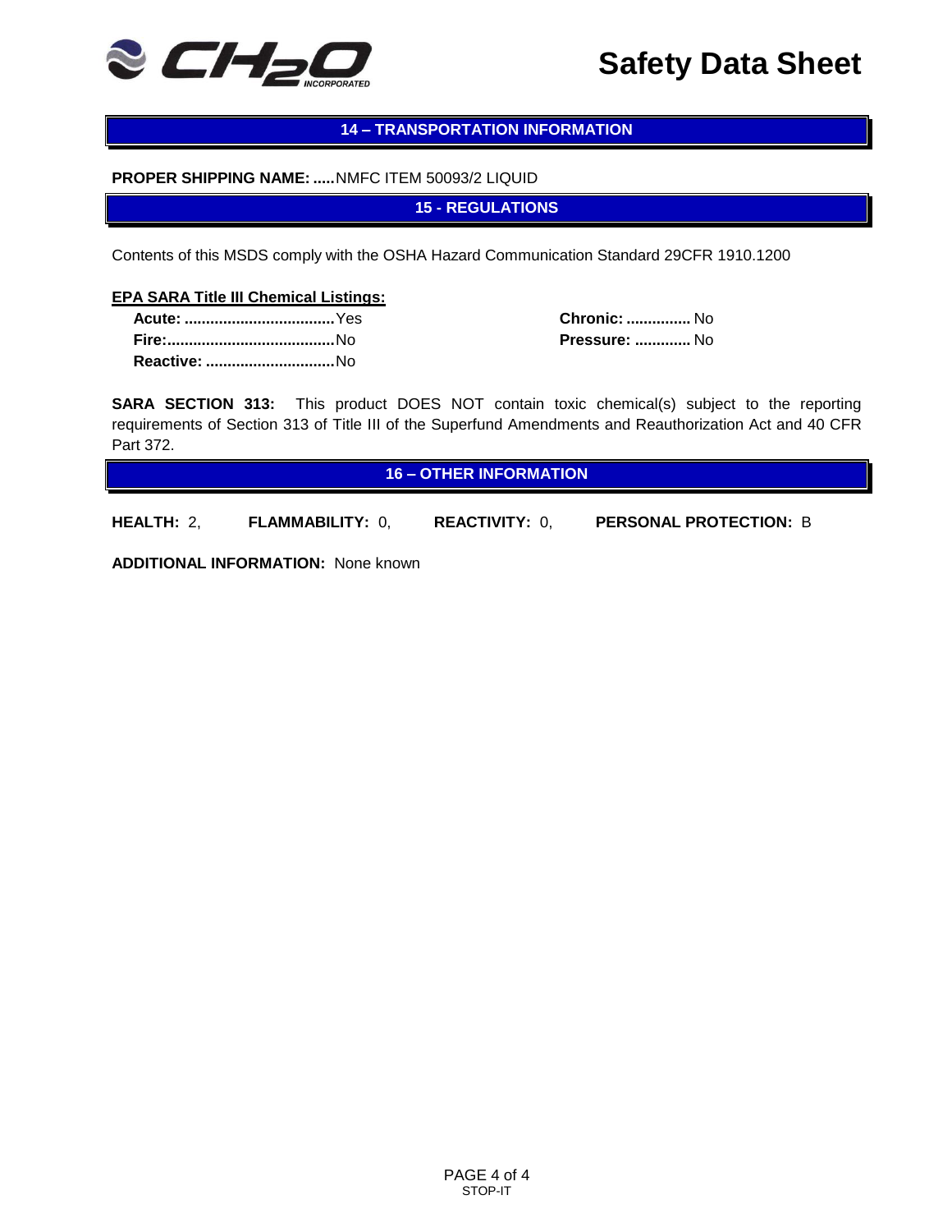## 14 – TRANSPORTATION INFORMATION

**PROPER SHIPPING NAME: .....**NMFC ITEM 50093/2 LIQUID

## 15 - REGULATIONS

Contents of this MSDS comply with the OSHA Hazard Communication Standard 29CFR 1910.1200

**EPA SARA Title III Chemical Listings:**

**Acute: ...................................**Yes
**Fire:.......................................**No
**Reactive: ..............................**No
**Chronic: ...............** No
**Pressure: .............** No

**SARA SECTION 313:** This product DOES NOT contain toxic chemical(s) subject to the reporting requirements of Section 313 of Title III of the Superfund Amendments and Reauthorization Act and 40 CFR Part 372.

## 16 – OTHER INFORMATION

**HEALTH:** 2, **FLAMMABILITY:** 0, **REACTIVITY:** 0, **PERSONAL PROTECTION:** B

**ADDITIONAL INFORMATION:** None known